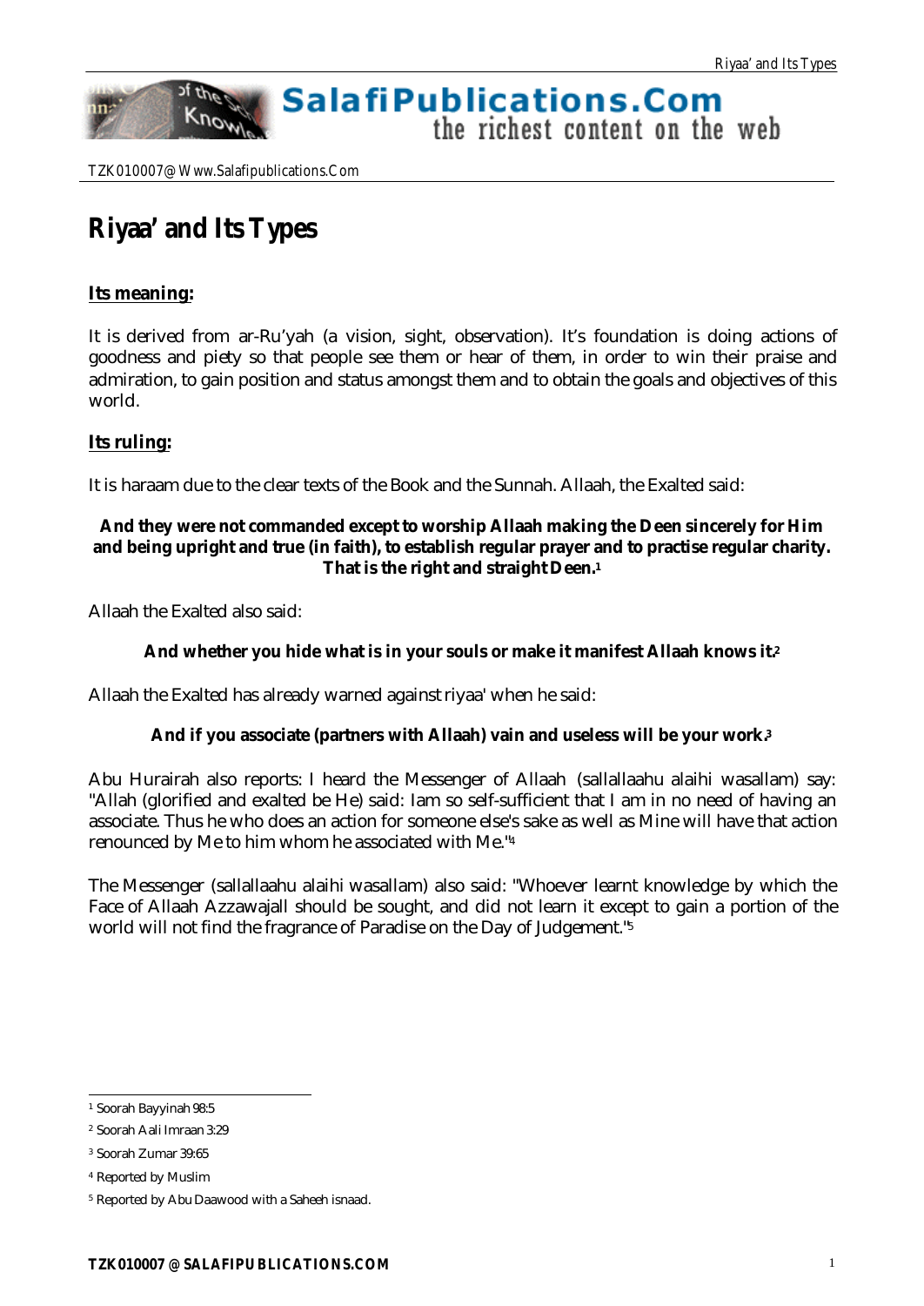# Riyaa' and Its Types

## Its meaning:

It is derived from ar-Ru'yah (a vision, sight, observation). It's foundation is doing actions of goodness and piety so that people see them or hear of them, in order to win their praise and admiration, to gain position and status amongst them and to obtain the goals and objectives of this world.

## Its ruling:

It is haraam due to the clear texts of the Book and the Sunnah. Allaah, the Exalted said:

**And they were not commanded except to worship Allaah making the Deen sincerely for Him and being upright and true (in faith), to establish regular prayer and to practise regular charity. That is the right and straight Deen.**[1]

Allaah the Exalted also said:

**And whether you hide what is in your souls or make it manifest Allaah knows it.**[2]

Allaah the Exalted has already warned against riyaa' when he said:

**And if you associate (partners with Allaah) vain and useless will be your work.**[3]

Abu Hurairah also reports: I heard the Messenger of Allaah (sallallaahu alaihi wasallam) say: "Allah (glorified and exalted be He) said: Iam so self-sufficient that I am in no need of having an associate. Thus he who does an action for someone else's sake as well as Mine will have that action renounced by Me to him whom he associated with Me."[4]

The Messenger (sallallaahu alaihi wasallam) also said: "Whoever learnt knowledge by which the Face of Allaah Azzawajall should be sought, and did not learn it except to gain a portion of the world will not find the fragrance of Paradise on the Day of Judgement."[5]

---

[1] Soorah Bayyinah 98:5

[2] Soorah Aali Imraan 3:29

[3] Soorah Zumar 39:65

[4] Reported by Muslim

[5] Reported by Abu Daawood with a Saheeh isnaad.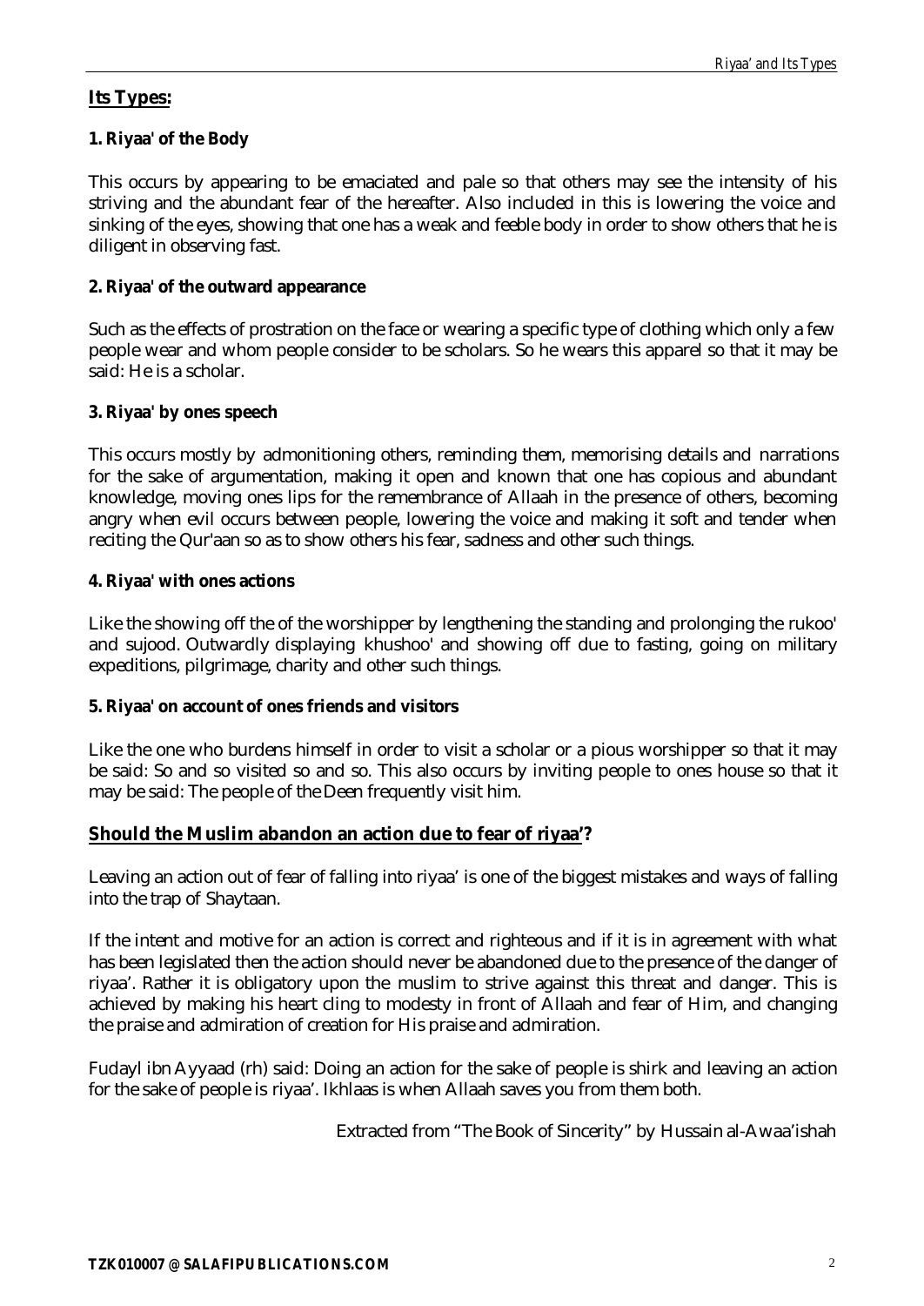## Its Types:

**1. Riyaa' of the Body**

This occurs by appearing to be emaciated and pale so that others may see the intensity of his striving and the abundant fear of the hereafter. Also included in this is lowering the voice and sinking of the eyes, showing that one has a weak and feeble body in order to show others that he is diligent in observing fast.

**2. Riyaa' of the outward appearance**

Such as the effects of prostration on the face or wearing a specific type of clothing which only a few people wear and whom people consider to be scholars. So he wears this apparel so that it may be said: He is a scholar.

**3. Riyaa' by ones speech**

This occurs mostly by admonitioning others, reminding them, memorising details and narrations for the sake of argumentation, making it open and known that one has copious and abundant knowledge, moving ones lips for the remembrance of Allaah in the presence of others, becoming angry when evil occurs between people, lowering the voice and making it soft and tender when reciting the Qur'aan so as to show others his fear, sadness and other such things.

**4. Riyaa' with ones actions**

Like the showing off the of the worshipper by lengthening the standing and prolonging the rukoo' and sujood. Outwardly displaying khushoo' and showing off due to fasting, going on military expeditions, pilgrimage, charity and other such things.

**5. Riyaa' on account of ones friends and visitors**

Like the one who burdens himself in order to visit a scholar or a pious worshipper so that it may be said: So and so visited so and so. This also occurs by inviting people to ones house so that it may be said: The people of the Deen frequently visit him.

## Should the Muslim abandon an action due to fear of riyaa'?

Leaving an action out of fear of falling into riyaa' is one of the biggest mistakes and ways of falling into the trap of Shaytaan.

If the intent and motive for an action is correct and righteous and if it is in agreement with what has been legislated then the action should never be abandoned due to the presence of the danger of riyaa'. Rather it is obligatory upon the muslim to strive against this threat and danger. This is achieved by making his heart cling to modesty in front of Allaah and fear of Him, and changing the praise and admiration of creation for His praise and admiration.

Fudayl ibn Ayyaad (rh) said: Doing an action for the sake of people is shirk and leaving an action for the sake of people is riyaa'. Ikhlaas is when Allaah saves you from them both.

Extracted from "The Book of Sincerity" by Hussain al-Awaa'ishah

TZK010007 @ SALAFIPUBLICATIONS.COM